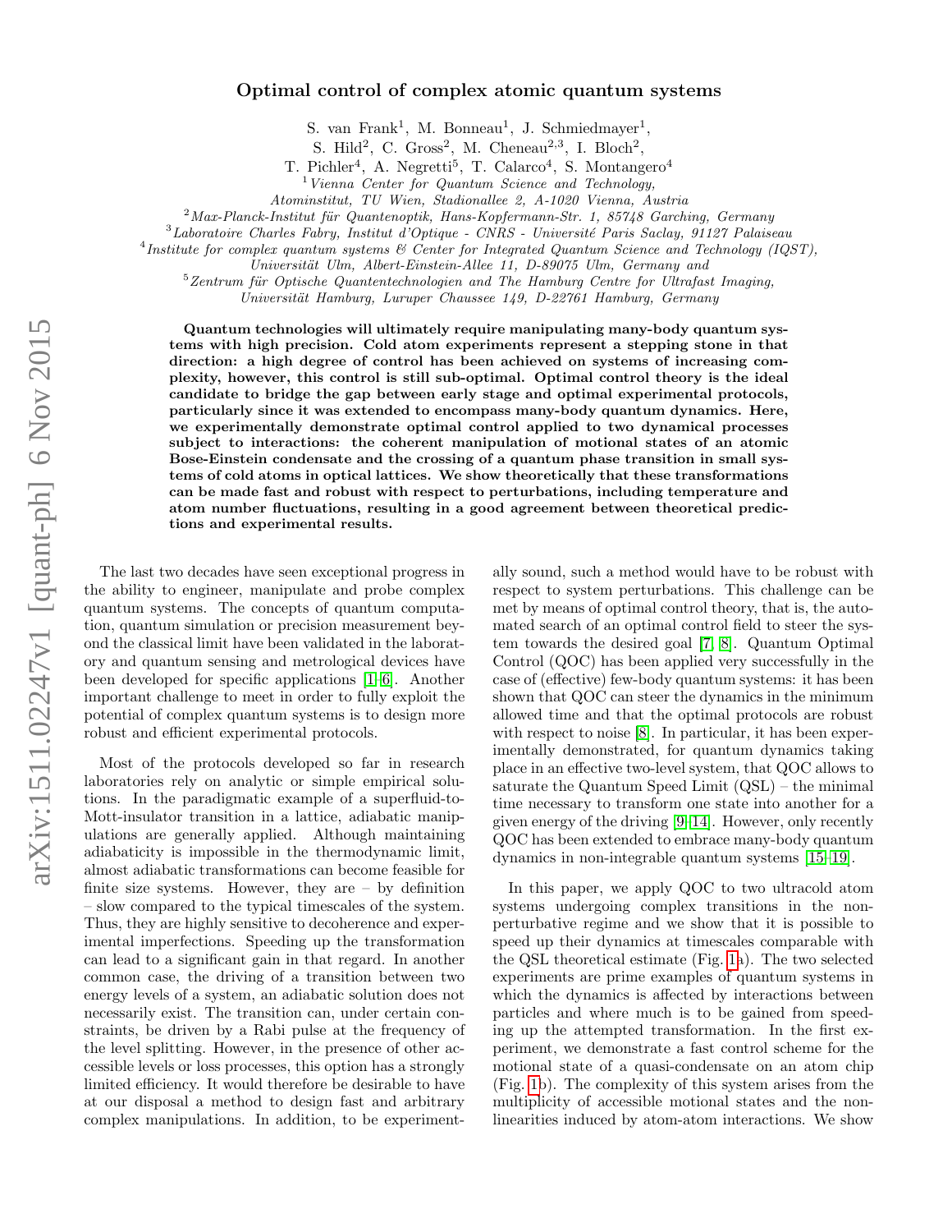# Optimal control of complex atomic quantum systems

S. van Frank[1], M. Bonneau[1], J. Schmiedmayer[1],
S. Hild[2], C. Gross[2], M. Cheneau[2,3], I. Bloch[2],
T. Pichler[4], A. Negretti[5], T. Calarco[4], S. Montangero[4]

[1] *Vienna Center for Quantum Science and Technology, Atominstitut, TU Wien, Stadionallee 2, A-1020 Vienna, Austria*
[2] *Max-Planck-Institut für Quantenoptik, Hans-Kopfermann-Str. 1, 85748 Garching, Germany*
[3] *Laboratoire Charles Fabry, Institut d'Optique - CNRS - Université Paris Saclay, 91127 Palaiseau*
[4] *Institute for complex quantum systems & Center for Integrated Quantum Science and Technology (IQST), Universität Ulm, Albert-Einstein-Allee 11, D-89075 Ulm, Germany and*
[5] *Zentrum für Optische Quantentechnologien and The Hamburg Centre for Ultrafast Imaging, Universität Hamburg, Luruper Chaussee 149, D-22761 Hamburg, Germany*

**Quantum technologies will ultimately require manipulating many-body quantum systems with high precision. Cold atom experiments represent a stepping stone in that direction: a high degree of control has been achieved on systems of increasing complexity, however, this control is still sub-optimal. Optimal control theory is the ideal candidate to bridge the gap between early stage and optimal experimental protocols, particularly since it was extended to encompass many-body quantum dynamics. Here, we experimentally demonstrate optimal control applied to two dynamical processes subject to interactions: the coherent manipulation of motional states of an atomic Bose-Einstein condensate and the crossing of a quantum phase transition in small systems of cold atoms in optical lattices. We show theoretically that these transformations can be made fast and robust with respect to perturbations, including temperature and atom number fluctuations, resulting in a good agreement between theoretical predictions and experimental results.**

The last two decades have seen exceptional progress in the ability to engineer, manipulate and probe complex quantum systems. The concepts of quantum computation, quantum simulation or precision measurement beyond the classical limit have been validated in the laboratory and quantum sensing and metrological devices have been developed for specific applications [1–6]. Another important challenge to meet in order to fully exploit the potential of complex quantum systems is to design more robust and efficient experimental protocols.

Most of the protocols developed so far in research laboratories rely on analytic or simple empirical solutions. In the paradigmatic example of a superfluid-to-Mott-insulator transition in a lattice, adiabatic manipulations are generally applied. Although maintaining adiabaticity is impossible in the thermodynamic limit, almost adiabatic transformations can become feasible for finite size systems. However, they are – by definition – slow compared to the typical timescales of the system. Thus, they are highly sensitive to decoherence and experimental imperfections. Speeding up the transformation can lead to a significant gain in that regard. In another common case, the driving of a transition between two energy levels of a system, an adiabatic solution does not necessarily exist. The transition can, under certain constraints, be driven by a Rabi pulse at the frequency of the level splitting. However, in the presence of other accessible levels or loss processes, this option has a strongly limited efficiency. It would therefore be desirable to have at our disposal a method to design fast and arbitrary complex manipulations. In addition, to be experimentally sound, such a method would have to be robust with respect to system perturbations. This challenge can be met by means of optimal control theory, that is, the automated search of an optimal control field to steer the system towards the desired goal [7, 8]. Quantum Optimal Control (QOC) has been applied very successfully in the case of (effective) few-body quantum systems: it has been shown that QOC can steer the dynamics in the minimum allowed time and that the optimal protocols are robust with respect to noise [8]. In particular, it has been experimentally demonstrated, for quantum dynamics taking place in an effective two-level system, that QOC allows to saturate the Quantum Speed Limit (QSL) – the minimal time necessary to transform one state into another for a given energy of the driving [9–14]. However, only recently QOC has been extended to embrace many-body quantum dynamics in non-integrable quantum systems [15–19].

In this paper, we apply QOC to two ultracold atom systems undergoing complex transitions in the nonperturbative regime and we show that it is possible to speed up their dynamics at timescales comparable with the QSL theoretical estimate (Fig. 1a). The two selected experiments are prime examples of quantum systems in which the dynamics is affected by interactions between particles and where much is to be gained from speeding up the attempted transformation. In the first experiment, we demonstrate a fast control scheme for the motional state of a quasi-condensate on an atom chip (Fig. 1b). The complexity of this system arises from the multiplicity of accessible motional states and the nonlinearities induced by atom-atom interactions. We show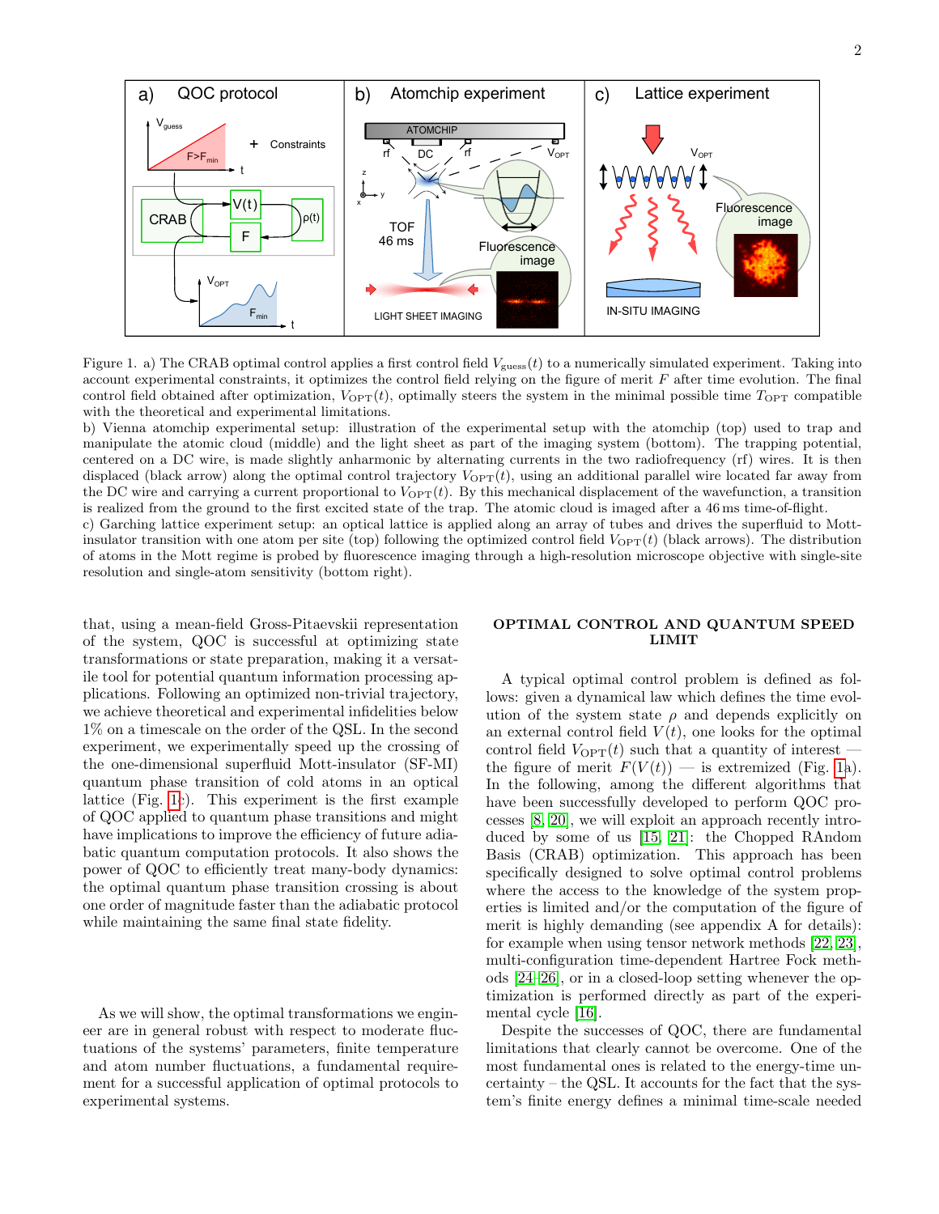Figure 1. a) The CRAB optimal control applies a first control field $V_{\text{guess}}(t)$ to a numerically simulated experiment. Taking into account experimental constraints, it optimizes the control field relying on the figure of merit $F$ after time evolution. The final control field obtained after optimization, $V_{\text{OPT}}(t)$, optimally steers the system in the minimal possible time $T_{\text{OPT}}$ compatible with the theoretical and experimental limitations.
b) Vienna atomchip experimental setup: illustration of the experimental setup with the atomchip (top) used to trap and manipulate the atomic cloud (middle) and the light sheet as part of the imaging system (bottom). The trapping potential, centered on a DC wire, is made slightly anharmonic by alternating currents in the two radiofrequency (rf) wires. It is then displaced (black arrow) along the optimal control trajectory $V_{\text{OPT}}(t)$, using an additional parallel wire located far away from the DC wire and carrying a current proportional to $V_{\text{OPT}}(t)$. By this mechanical displacement of the wavefunction, a transition is realized from the ground to the first excited state of the trap. The atomic cloud is imaged after a 46 ms time-of-flight.
c) Garching lattice experiment setup: an optical lattice is applied along an array of tubes and drives the superfluid to Mott-insulator transition with one atom per site (top) following the optimized control field $V_{\text{OPT}}(t)$ (black arrows). The distribution of atoms in the Mott regime is probed by fluorescence imaging through a high-resolution microscope objective with single-site resolution and single-atom sensitivity (bottom right).

that, using a mean-field Gross-Pitaevskii representation of the system, QOC is successful at optimizing state transformations or state preparation, making it a versatile tool for potential quantum information processing applications. Following an optimized non-trivial trajectory, we achieve theoretical and experimental infidelities below 1% on a timescale on the order of the QSL. In the second experiment, we experimentally speed up the crossing of the one-dimensional superfluid Mott-insulator (SF-MI) quantum phase transition of cold atoms in an optical lattice (Fig. 1c). This experiment is the first example of QOC applied to quantum phase transitions and might have implications to improve the efficiency of future adiabatic quantum computation protocols. It also shows the power of QOC to efficiently treat many-body dynamics: the optimal quantum phase transition crossing is about one order of magnitude faster than the adiabatic protocol while maintaining the same final state fidelity.

As we will show, the optimal transformations we engineer are in general robust with respect to moderate fluctuations of the systems' parameters, finite temperature and atom number fluctuations, a fundamental requirement for a successful application of optimal protocols to experimental systems.

## OPTIMAL CONTROL AND QUANTUM SPEED LIMIT

A typical optimal control problem is defined as follows: given a dynamical law which defines the time evolution of the system state $\rho$ and depends explicitly on an external control field $V(t)$, one looks for the optimal control field $V_{\text{OPT}}(t)$ such that a quantity of interest — the figure of merit $F(V(t))$ — is extremized (Fig. 1a). In the following, among the different algorithms that have been successfully developed to perform QOC processes [8, 20], we will exploit an approach recently introduced by some of us [15, 21]: the Chopped RAndom Basis (CRAB) optimization. This approach has been specifically designed to solve optimal control problems where the access to the knowledge of the system properties is limited and/or the computation of the figure of merit is highly demanding (see appendix A for details): for example when using tensor network methods [22, 23], multi-configuration time-dependent Hartree Fock methods [24–26], or in a closed-loop setting whenever the optimization is performed directly as part of the experimental cycle [16].

Despite the successes of QOC, there are fundamental limitations that clearly cannot be overcome. One of the most fundamental ones is related to the energy-time uncertainty – the QSL. It accounts for the fact that the system's finite energy defines a minimal time-scale needed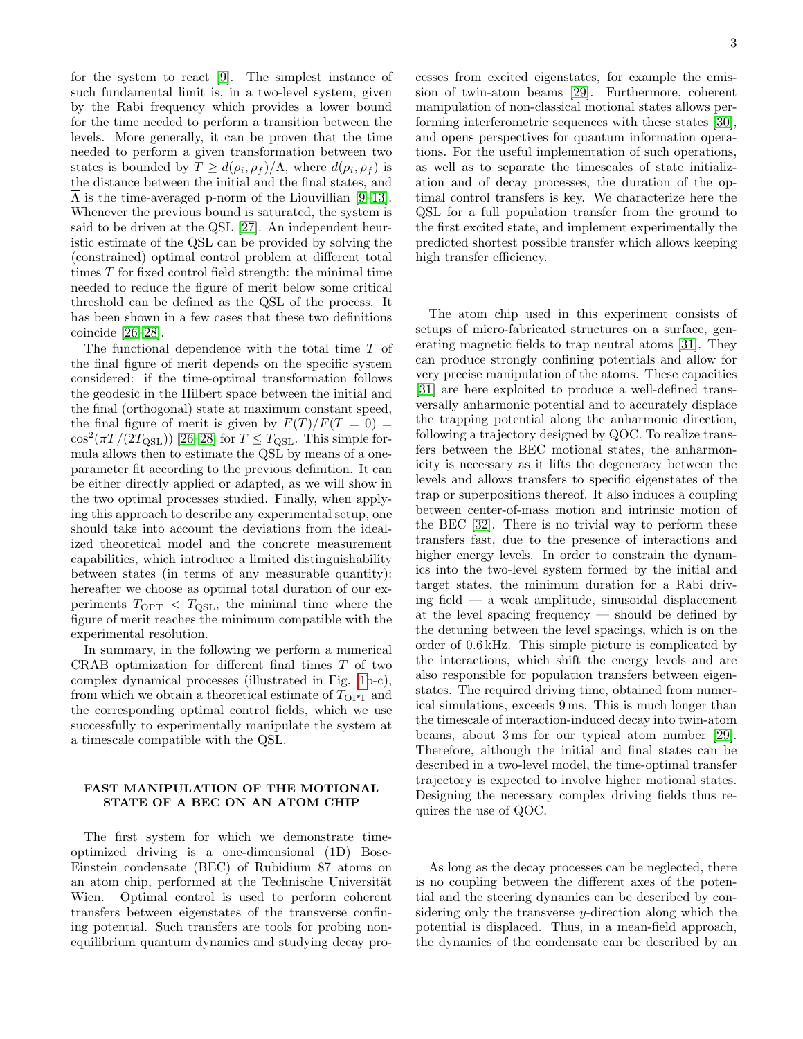for the system to react [9]. The simplest instance of such fundamental limit is, in a two-level system, given by the Rabi frequency which provides a lower bound for the time needed to perform a transition between the levels. More generally, it can be proven that the time needed to perform a given transformation between two states is bounded by $T \geq d(\rho_i, \rho_f)/\overline{\Lambda}$, where $d(\rho_i, \rho_f)$ is the distance between the initial and the final states, and $\overline{\Lambda}$ is the time-averaged p-norm of the Liouvillian [9–13]. Whenever the previous bound is saturated, the system is said to be driven at the QSL [27]. An independent heuristic estimate of the QSL can be provided by solving the (constrained) optimal control problem at different total times $T$ for fixed control field strength: the minimal time needed to reduce the figure of merit below some critical threshold can be defined as the QSL of the process. It has been shown in a few cases that these two definitions coincide [26–28].

The functional dependence with the total time $T$ of the final figure of merit depends on the specific system considered: if the time-optimal transformation follows the geodesic in the Hilbert space between the initial and the final (orthogonal) state at maximum constant speed, the final figure of merit is given by $F(T)/F(T=0) = \cos^2(\pi T/(2T_{\mathrm{QSL}}))$ [26–28] for $T \leq T_{\mathrm{QSL}}$. This simple formula allows then to estimate the QSL by means of a one-parameter fit according to the previous definition. It can be either directly applied or adapted, as we will show in the two optimal processes studied. Finally, when applying this approach to describe any experimental setup, one should take into account the deviations from the idealized theoretical model and the concrete measurement capabilities, which introduce a limited distinguishability between states (in terms of any measurable quantity): hereafter we choose as optimal total duration of our experiments $T_{\mathrm{OPT}} < T_{\mathrm{QSL}}$, the minimal time where the figure of merit reaches the minimum compatible with the experimental resolution.

In summary, in the following we perform a numerical CRAB optimization for different final times $T$ of two complex dynamical processes (illustrated in Fig. 1b-c), from which we obtain a theoretical estimate of $T_{\mathrm{OPT}}$ and the corresponding optimal control fields, which we use successfully to experimentally manipulate the system at a timescale compatible with the QSL.

## FAST MANIPULATION OF THE MOTIONAL STATE OF A BEC ON AN ATOM CHIP

The first system for which we demonstrate time-optimized driving is a one-dimensional (1D) Bose-Einstein condensate (BEC) of Rubidium 87 atoms on an atom chip, performed at the Technische Universität Wien. Optimal control is used to perform coherent transfers between eigenstates of the transverse confining potential. Such transfers are tools for probing non-equilibrium quantum dynamics and studying decay processes from excited eigenstates, for example the emission of twin-atom beams [29]. Furthermore, coherent manipulation of non-classical motional states allows performing interferometric sequences with these states [30], and opens perspectives for quantum information operations. For the useful implementation of such operations, as well as to separate the timescales of state initialization and of decay processes, the duration of the optimal control transfers is key. We characterize here the QSL for a full population transfer from the ground to the first excited state, and implement experimentally the predicted shortest possible transfer which allows keeping high transfer efficiency.

The atom chip used in this experiment consists of setups of micro-fabricated structures on a surface, generating magnetic fields to trap neutral atoms [31]. They can produce strongly confining potentials and allow for very precise manipulation of the atoms. These capacities [31] are here exploited to produce a well-defined transversally anharmonic potential and to accurately displace the trapping potential along the anharmonic direction, following a trajectory designed by QOC. To realize transfers between the BEC motional states, the anharmonicity is necessary as it lifts the degeneracy between the levels and allows transfers to specific eigenstates of the trap or superpositions thereof. It also induces a coupling between center-of-mass motion and intrinsic motion of the BEC [32]. There is no trivial way to perform these transfers fast, due to the presence of interactions and higher energy levels. In order to constrain the dynamics into the two-level system formed by the initial and target states, the minimum duration for a Rabi driving field — a weak amplitude, sinusoidal displacement at the level spacing frequency — should be defined by the detuning between the level spacings, which is on the order of 0.6 kHz. This simple picture is complicated by the interactions, which shift the energy levels and are also responsible for population transfers between eigenstates. The required driving time, obtained from numerical simulations, exceeds 9 ms. This is much longer than the timescale of interaction-induced decay into twin-atom beams, about 3 ms for our typical atom number [29]. Therefore, although the initial and final states can be described in a two-level model, the time-optimal transfer trajectory is expected to involve higher motional states. Designing the necessary complex driving fields thus requires the use of QOC.

As long as the decay processes can be neglected, there is no coupling between the different axes of the potential and the steering dynamics can be described by considering only the transverse $y$-direction along which the potential is displaced. Thus, in a mean-field approach, the dynamics of the condensate can be described by an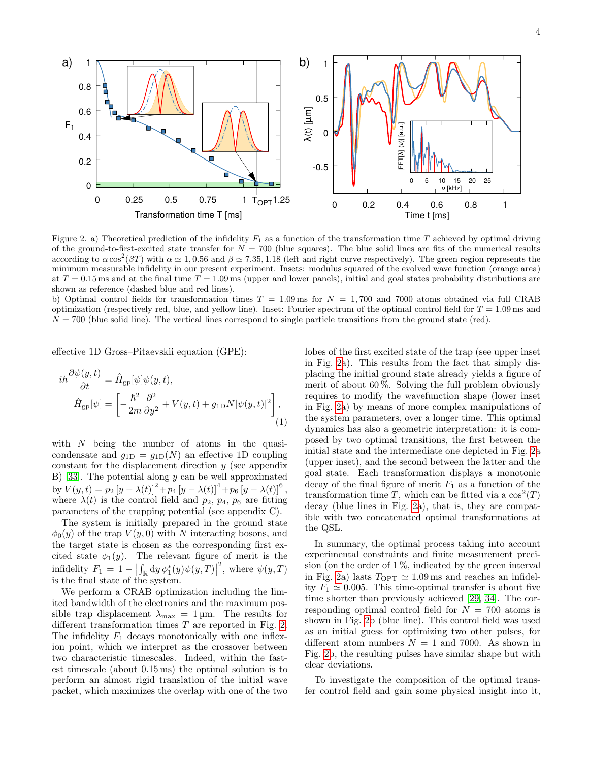Figure 2. a) Theoretical prediction of the infidelity $F_1$ as a function of the transformation time $T$ achieved by optimal driving of the ground-to-first-excited state transfer for $N = 700$ (blue squares). The blue solid lines are fits of the numerical results according to $\alpha \cos^2(\beta T)$ with $\alpha \simeq 1, 0.56$ and $\beta \simeq 7.35, 1.18$ (left and right curve respectively). The green region represents the minimum measurable infidelity in our present experiment. Insets: modulus squared of the evolved wave function (orange area) at $T = 0.15$ ms and at the final time $T = 1.09$ ms (upper and lower panels), initial and goal states probability distributions are shown as reference (dashed blue and red lines).
b) Optimal control fields for transformation times $T = 1.09$ ms for $N = 1, 700$ and 7000 atoms obtained via full CRAB optimization (respectively red, blue, and yellow line). Inset: Fourier spectrum of the optimal control field for $T = 1.09$ ms and $N = 700$ (blue solid line). The vertical lines correspond to single particle transitions from the ground state (red).

effective 1D Gross–Pitaevskii equation (GPE):

$$
\begin{aligned}
i\hbar \frac{\partial \psi(y,t)}{\partial t} &= \hat{H}_{\mathrm{gp}}[\psi]\psi(y,t), \\
\hat{H}_{\mathrm{gp}}[\psi] &= \left[ -\frac{\hbar^2}{2m}\frac{\partial^2}{\partial y^2} + V(y,t) + g_{1\mathrm{D}} N |\psi(y,t)|^2 \right],
\end{aligned}
\tag{1}
$$

with $N$ being the number of atoms in the quasi-condensate and $g_{1\mathrm{D}} = g_{1\mathrm{D}}(N)$ an effective 1D coupling constant for the displacement direction $y$ (see appendix B) [33]. The potential along $y$ can be well approximated by $V(y,t) = p_2 [y - \lambda(t)]^2 + p_4 [y - \lambda(t)]^4 + p_6 [y - \lambda(t)]^6$, where $\lambda(t)$ is the control field and $p_2$, $p_4$, $p_6$ are fitting parameters of the trapping potential (see appendix C).

The system is initially prepared in the ground state $\phi_0(y)$ of the trap $V(y,0)$ with $N$ interacting bosons, and the target state is chosen as the corresponding first excited state $\phi_1(y)$. The relevant figure of merit is the infidelity $F_1 = 1 - \left| \int_{\mathbb{R}} \mathrm{d}y\, \phi_1^*(y)\psi(y,T) \right|^2$, where $\psi(y,T)$ is the final state of the system.

We perform a CRAB optimization including the limited bandwidth of the electronics and the maximum possible trap displacement $\lambda_{\max} = 1\,\mu\mathrm{m}$. The results for different transformation times $T$ are reported in Fig. 2. The infidelity $F_1$ decays monotonically with one inflexion point, which we interpret as the crossover between two characteristic timescales. Indeed, within the fastest timescale (about 0.15 ms) the optimal solution is to perform an almost rigid translation of the initial wave packet, which maximizes the overlap with one of the two lobes of the first excited state of the trap (see upper inset in Fig. 2a). This results from the fact that simply displacing the initial ground state already yields a figure of merit of about 60 %. Solving the full problem obviously requires to modify the wavefunction shape (lower inset in Fig. 2a) by means of more complex manipulations of the system parameters, over a longer time. This optimal dynamics has also a geometric interpretation: it is composed by two optimal transitions, the first between the initial state and the intermediate one depicted in Fig. 2a (upper inset), and the second between the latter and the goal state. Each transformation displays a monotonic decay of the final figure of merit $F_1$ as a function of the transformation time $T$, which can be fitted via a $\cos^2(T)$ decay (blue lines in Fig. 2a), that is, they are compatible with two concatenated optimal transformations at the QSL.

In summary, the optimal process taking into account experimental constraints and finite measurement precision (on the order of 1 %, indicated by the green interval in Fig. 2a) lasts $T_{\mathrm{OPT}} \simeq 1.09$ ms and reaches an infidelity $F_1 \simeq 0.005$. This time-optimal transfer is about five time shorter than previously achieved [29, 34]. The corresponding optimal control field for $N = 700$ atoms is shown in Fig. 2b (blue line). This control field was used as an initial guess for optimizing two other pulses, for different atom numbers $N = 1$ and 7000. As shown in Fig. 2b, the resulting pulses have similar shape but with clear deviations.

To investigate the composition of the optimal transfer control field and gain some physical insight into it,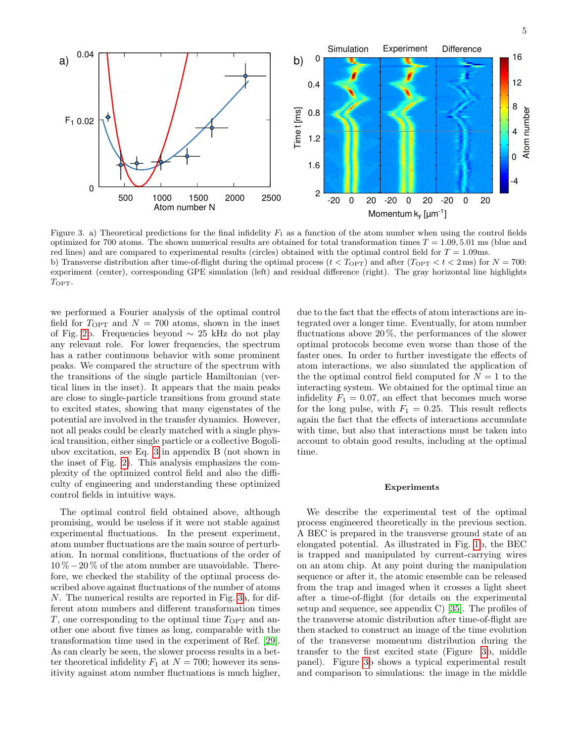Figure 3. a) Theoretical predictions for the final infidelity $F_1$ as a function of the atom number when using the control fields optimized for 700 atoms. The shown numerical results are obtained for total transformation times $T = 1.09, 5.01$ ms (blue and red lines) and are compared to experimental results (circles) obtained with the optimal control field for $T = 1.09$ms.
b) Transverse distribution after time-of-flight during the optimal process ($t < T_{\rm OPT}$) and after ($T_{\rm OPT} < t < 2$ ms) for $N = 700$: experiment (center), corresponding GPE simulation (left) and residual difference (right). The gray horizontal line highlights $T_{\rm OPT}$.

we performed a Fourier analysis of the optimal control field for $T_{\rm OPT}$ and $N = 700$ atoms, shown in the inset of Fig. 2b. Frequencies beyond $\sim 25$ kHz do not play any relevant role. For lower frequencies, the spectrum has a rather continuous behavior with some prominent peaks. We compared the structure of the spectrum with the transitions of the single particle Hamiltonian (vertical lines in the inset). It appears that the main peaks are close to single-particle transitions from ground state to excited states, showing that many eigenstates of the potential are involved in the transfer dynamics. However, not all peaks could be clearly matched with a single physical transition, either single particle or a collective Bogoliubov excitation, see Eq. 3 in appendix B (not shown in the inset of Fig. 2). This analysis emphasizes the complexity of the optimized control field and also the difficulty of engineering and understanding these optimized control fields in intuitive ways.

The optimal control field obtained above, although promising, would be useless if it were not stable against experimental fluctuations. In the present experiment, atom number fluctuations are the main source of perturbation. In normal conditions, fluctuations of the order of $10\,\% - 20\,\%$ of the atom number are unavoidable. Therefore, we checked the stability of the optimal process described above against fluctuations of the number of atoms $N$. The numerical results are reported in Fig. 3a, for different atom numbers and different transformation times $T$, one corresponding to the optimal time $T_{\rm OPT}$ and another one about five times as long, comparable with the transformation time used in the experiment of Ref. [29]. As can clearly be seen, the slower process results in a better theoretical infidelity $F_1$ at $N = 700$; however its sensitivity against atom number fluctuations is much higher, due to the fact that the effects of atom interactions are integrated over a longer time. Eventually, for atom number fluctuations above $20\,\%$, the performances of the slower optimal protocols become even worse than those of the faster ones. In order to further investigate the effects of atom interactions, we also simulated the application of the the optimal control field computed for $N = 1$ to the interacting system. We obtained for the optimal time an infidelity $F_1 = 0.07$, an effect that becomes much worse for the long pulse, with $F_1 = 0.25$. This result reflects again the fact that the effects of interactions accumulate with time, but also that interactions must be taken into account to obtain good results, including at the optimal time.

### Experiments

We describe the experimental test of the optimal process engineered theoretically in the previous section. A BEC is prepared in the transverse ground state of an elongated potential. As illustrated in Fig. 1b, the BEC is trapped and manipulated by current-carrying wires on an atom chip. At any point during the manipulation sequence or after it, the atomic ensemble can be released from the trap and imaged when it crosses a light sheet after a time-of-flight (for details on the experimental setup and sequence, see appendix C) [35]. The profiles of the transverse atomic distribution after time-of-flight are then stacked to construct an image of the time evolution of the transverse momentum distribution during the transfer to the first excited state (Figure 3b, middle panel). Figure 3b shows a typical experimental result and comparison to simulations: the image in the middle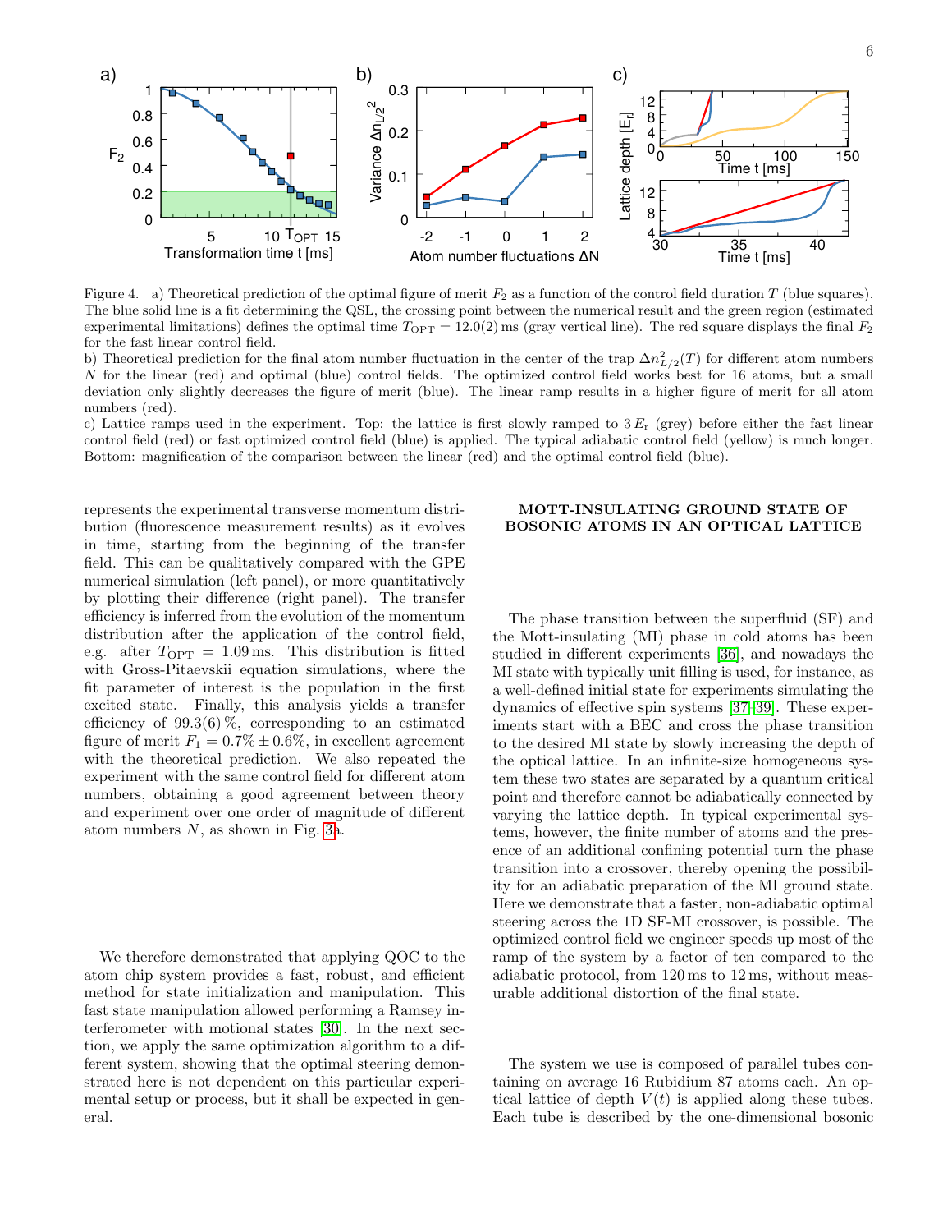Figure 4. a) Theoretical prediction of the optimal figure of merit $F_2$ as a function of the control field duration $T$ (blue squares). The blue solid line is a fit determining the QSL, the crossing point between the numerical result and the green region (estimated experimental limitations) defines the optimal time $T_{\mathrm{OPT}} = 12.0(2)$ ms (gray vertical line). The red square displays the final $F_2$ for the fast linear control field.

b) Theoretical prediction for the final atom number fluctuation in the center of the trap $\Delta n^2_{L/2}(T)$ for different atom numbers $N$ for the linear (red) and optimal (blue) control fields. The optimized control field works best for 16 atoms, but a small deviation only slightly decreases the figure of merit (blue). The linear ramp results in a higher figure of merit for all atom numbers (red).

c) Lattice ramps used in the experiment. Top: the lattice is first slowly ramped to $3\,E_r$ (grey) before either the fast linear control field (red) or fast optimized control field (blue) is applied. The typical adiabatic control field (yellow) is much longer. Bottom: magnification of the comparison between the linear (red) and the optimal control field (blue).

represents the experimental transverse momentum distribution (fluorescence measurement results) as it evolves in time, starting from the beginning of the transfer field. This can be qualitatively compared with the GPE numerical simulation (left panel), or more quantitatively by plotting their difference (right panel). The transfer efficiency is inferred from the evolution of the momentum distribution after the application of the control field, e.g. after $T_{\mathrm{OPT}} = 1.09$ ms. This distribution is fitted with Gross-Pitaevskii equation simulations, where the fit parameter of interest is the population in the first excited state. Finally, this analysis yields a transfer efficiency of 99.3(6) %, corresponding to an estimated figure of merit $F_1 = 0.7\% \pm 0.6\%$, in excellent agreement with the theoretical prediction. We also repeated the experiment with the same control field for different atom numbers, obtaining a good agreement between theory and experiment over one order of magnitude of different atom numbers $N$, as shown in Fig. 3a.

We therefore demonstrated that applying QOC to the atom chip system provides a fast, robust, and efficient method for state initialization and manipulation. This fast state manipulation allowed performing a Ramsey interferometer with motional states [30]. In the next section, we apply the same optimization algorithm to a different system, showing that the optimal steering demonstrated here is not dependent on this particular experimental setup or process, but it shall be expected in general.

## MOTT-INSULATING GROUND STATE OF BOSONIC ATOMS IN AN OPTICAL LATTICE

The phase transition between the superfluid (SF) and the Mott-insulating (MI) phase in cold atoms has been studied in different experiments [36], and nowadays the MI state with typically unit filling is used, for instance, as a well-defined initial state for experiments simulating the dynamics of effective spin systems [37–39]. These experiments start with a BEC and cross the phase transition to the desired MI state by slowly increasing the depth of the optical lattice. In an infinite-size homogeneous system these two states are separated by a quantum critical point and therefore cannot be adiabatically connected by varying the lattice depth. In typical experimental systems, however, the finite number of atoms and the presence of an additional confining potential turn the phase transition into a crossover, thereby opening the possibility for an adiabatic preparation of the MI ground state. Here we demonstrate that a faster, non-adiabatic optimal steering across the 1D SF-MI crossover, is possible. The optimized control field we engineer speeds up most of the ramp of the system by a factor of ten compared to the adiabatic protocol, from 120 ms to 12 ms, without measurable additional distortion of the final state.

The system we use is composed of parallel tubes containing on average 16 Rubidium 87 atoms each. An optical lattice of depth $V(t)$ is applied along these tubes. Each tube is described by the one-dimensional bosonic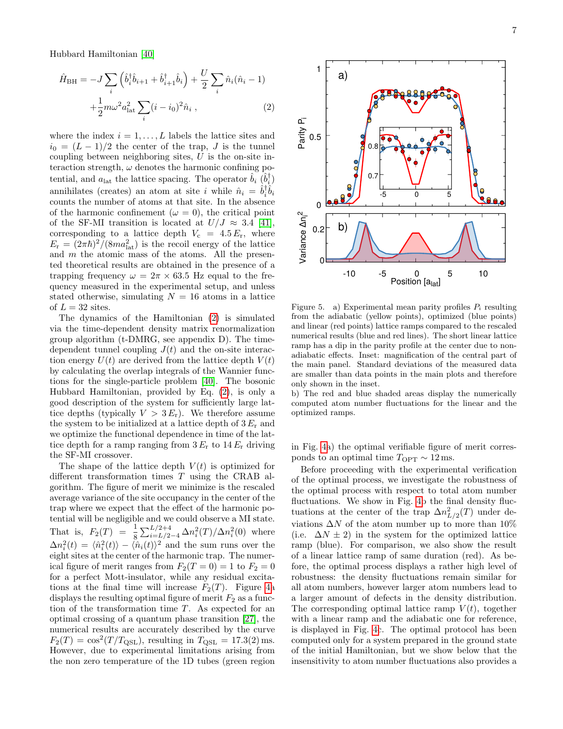Hubbard Hamiltonian [40]

$$\hat{H}_{\rm BH} = -J\sum_i \left(\hat{b}_i^\dagger \hat{b}_{i+1} + \hat{b}_{i+1}^\dagger \hat{b}_i\right) + \frac{U}{2}\sum_i \hat{n}_i(\hat{n}_i - 1) + \frac{1}{2} m\omega^2 a_{\rm lat}^2 \sum_i (i - i_0)^2 \hat{n}_i \;, \tag{2}$$

where the index $i = 1, \ldots, L$ labels the lattice sites and $i_0 = (L-1)/2$ the center of the trap, $J$ is the tunnel coupling between neighboring sites, $U$ is the on-site interaction strength, $\omega$ denotes the harmonic confining potential, and $a_{\rm lat}$ the lattice spacing. The operator $\hat{b}_i$ ($\hat{b}_i^\dagger$) annihilates (creates) an atom at site $i$ while $\hat{n}_i = \hat{b}_i^\dagger \hat{b}_i$ counts the number of atoms at that site. In the absence of the harmonic confinement ($\omega = 0$), the critical point of the SF-MI transition is located at $U/J \approx 3.4$ [41], corresponding to a lattice depth $V_{\rm c} = 4.5\, E_{\rm r}$, where $E_{\rm r} = (2\pi\hbar)^2/(8ma_{\rm lat}^2)$ is the recoil energy of the lattice and $m$ the atomic mass of the atoms. All the presented theoretical results are obtained in the presence of a trapping frequency $\omega = 2\pi \times 63.5$ Hz equal to the frequency measured in the experimental setup, and unless stated otherwise, simulating $N = 16$ atoms in a lattice of $L = 32$ sites.

The dynamics of the Hamiltonian (2) is simulated via the time-dependent density matrix renormalization group algorithm (t-DMRG, see appendix D). The time-dependent tunnel coupling $J(t)$ and the on-site interaction energy $U(t)$ are derived from the lattice depth $V(t)$ by calculating the overlap integrals of the Wannier functions for the single-particle problem [40]. The bosonic Hubbard Hamiltonian, provided by Eq. (2), is only a good description of the system for sufficiently large lattice depths (typically $V > 3\, E_{\rm r}$). We therefore assume the system to be initialized at a lattice depth of $3\, E_{\rm r}$ and we optimize the functional dependence in time of the lattice depth for a ramp ranging from $3\, E_{\rm r}$ to $14\, E_{\rm r}$ driving the SF-MI crossover.

The shape of the lattice depth $V(t)$ is optimized for different transformation times $T$ using the CRAB algorithm. The figure of merit we minimize is the rescaled average variance of the site occupancy in the center of the trap where we expect that the effect of the harmonic potential will be negligible and we could observe a MI state. That is, $F_2(T) = \frac{1}{8}\sum_{i=L/2-4}^{L/2+4} \Delta n_i^2(T)/\Delta n_i^2(0)$ where $\Delta n_i^2(t) = \langle \hat{n}_i^2(t)\rangle - \langle \hat{n}_i(t)\rangle^2$ and the sum runs over the eight sites at the center of the harmonic trap. The numerical figure of merit ranges from $F_2(T=0) = 1$ to $F_2 = 0$ for a perfect Mott-insulator, while any residual excitations at the final time will increase $F_2(T)$. Figure 4a displays the resulting optimal figure of merit $F_2$ as a function of the transformation time $T$. As expected for an optimal crossing of a quantum phase transition [27], the numerical results are accurately described by the curve $F_2(T) = \cos^2(T/T_{\rm QSL})$, resulting in $T_{\rm QSL} = 17.3(2)$ ms. However, due to experimental limitations arising from the non zero temperature of the 1D tubes (green region in Fig. 4a) the optimal verifiable figure of merit corresponds to an optimal time $T_{\rm OPT} \sim 12$ ms.

Figure 5. a) Experimental mean parity profiles $P_i$ resulting from the adiabatic (yellow points), optimized (blue points) and linear (red points) lattice ramps compared to the rescaled numerical results (blue and red lines). The short linear lattice ramp has a dip in the parity profile at the center due to non-adiabatic effects. Inset: magnification of the central part of the main panel. Standard deviations of the measured data are smaller than data points in the main plots and therefore only shown in the inset.
b) The red and blue shaded areas display the numerically computed atom number fluctuations for the linear and the optimized ramps.

Before proceeding with the experimental verification of the optimal process, we investigate the robustness of the optimal process with respect to total atom number fluctuations. We show in Fig. 4b the final density fluctuations at the center of the trap $\Delta n_{L/2}^2(T)$ under deviations $\Delta N$ of the atom number up to more than 10% (i.e. $\Delta N \pm 2$) in the system for the optimized lattice ramp (blue). For comparison, we also show the result of a linear lattice ramp of same duration (red). As before, the optimal process displays a rather high level of robustness: the density fluctuations remain similar for all atom numbers, however larger atom numbers lead to a larger amount of defects in the density distribution. The corresponding optimal lattice ramp $V(t)$, together with a linear ramp and the adiabatic one for reference, is displayed in Fig. 4c. The optimal protocol has been computed only for a system prepared in the ground state of the initial Hamiltonian, but we show below that the insensitivity to atom number fluctuations also provides a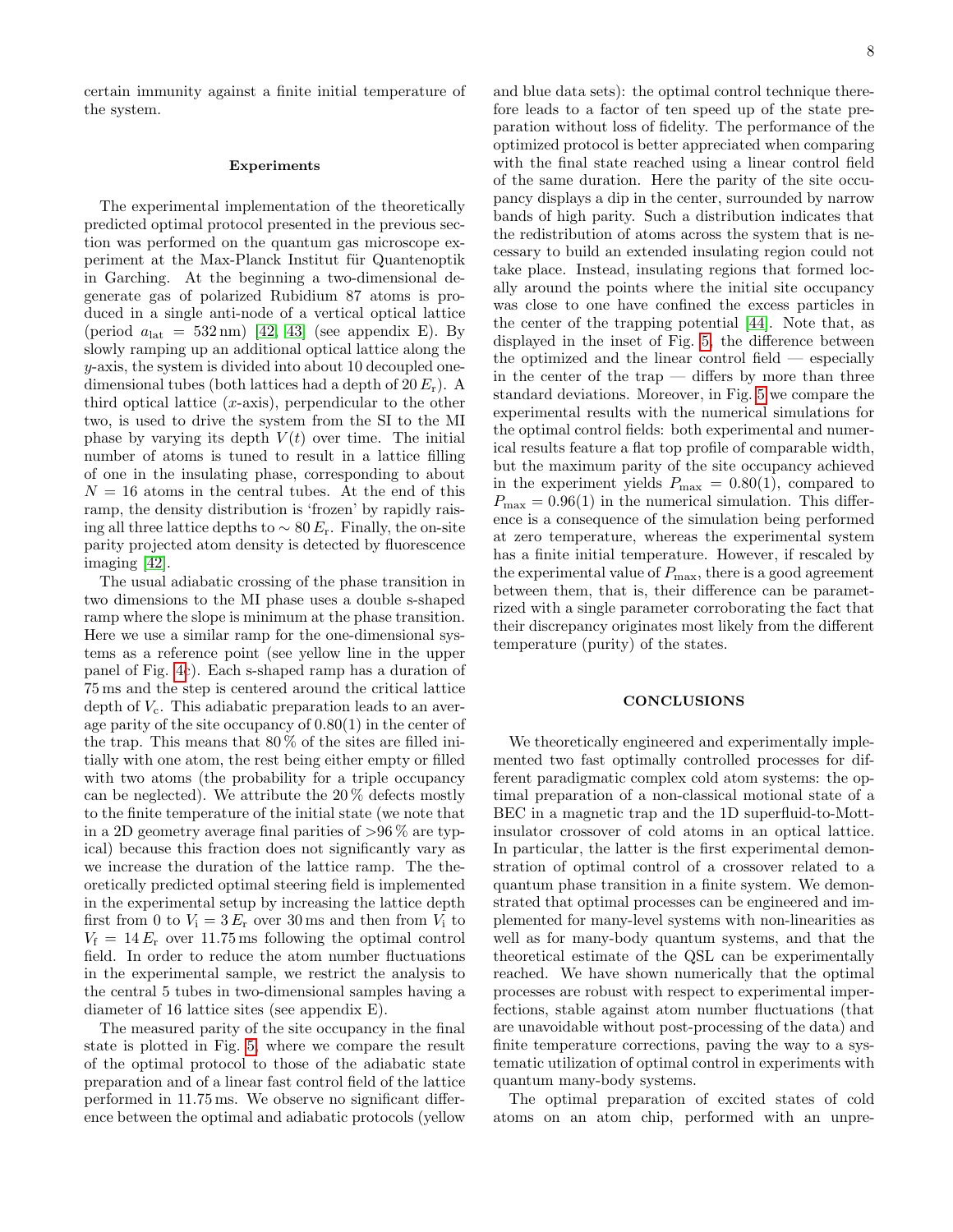certain immunity against a finite initial temperature of the system.

### Experiments

The experimental implementation of the theoretically predicted optimal protocol presented in the previous section was performed on the quantum gas microscope experiment at the Max-Planck Institut für Quantenoptik in Garching. At the beginning a two-dimensional degenerate gas of polarized Rubidium 87 atoms is produced in a single anti-node of a vertical optical lattice (period $a_{\mathrm{lat}} = 532\,\mathrm{nm}$) [42, 43] (see appendix E). By slowly ramping up an additional optical lattice along the $y$-axis, the system is divided into about 10 decoupled one-dimensional tubes (both lattices had a depth of $20\,E_{\mathrm{r}}$). A third optical lattice ($x$-axis), perpendicular to the other two, is used to drive the system from the SI to the MI phase by varying its depth $V(t)$ over time. The initial number of atoms is tuned to result in a lattice filling of one in the insulating phase, corresponding to about $N = 16$ atoms in the central tubes. At the end of this ramp, the density distribution is 'frozen' by rapidly raising all three lattice depths to $\sim 80\,E_{\mathrm{r}}$. Finally, the on-site parity projected atom density is detected by fluorescence imaging [42].

The usual adiabatic crossing of the phase transition in two dimensions to the MI phase uses a double s-shaped ramp where the slope is minimum at the phase transition. Here we use a similar ramp for the one-dimensional systems as a reference point (see yellow line in the upper panel of Fig. 4c). Each s-shaped ramp has a duration of 75 ms and the step is centered around the critical lattice depth of $V_{\mathrm{c}}$. This adiabatic preparation leads to an average parity of the site occupancy of 0.80(1) in the center of the trap. This means that 80 % of the sites are filled initially with one atom, the rest being either empty or filled with two atoms (the probability for a triple occupancy can be neglected). We attribute the 20 % defects mostly to the finite temperature of the initial state (we note that in a 2D geometry average final parities of >96 % are typical) because this fraction does not significantly vary as we increase the duration of the lattice ramp. The theoretically predicted optimal steering field is implemented in the experimental setup by increasing the lattice depth first from 0 to $V_{\mathrm{i}} = 3\,E_{\mathrm{r}}$ over 30 ms and then from $V_{\mathrm{i}}$ to $V_{\mathrm{f}} = 14\,E_{\mathrm{r}}$ over 11.75 ms following the optimal control field. In order to reduce the atom number fluctuations in the experimental sample, we restrict the analysis to the central 5 tubes in two-dimensional samples having a diameter of 16 lattice sites (see appendix E).

The measured parity of the site occupancy in the final state is plotted in Fig. 5, where we compare the result of the optimal protocol to those of the adiabatic state preparation and of a linear fast control field of the lattice performed in 11.75 ms. We observe no significant difference between the optimal and adiabatic protocols (yellow and blue data sets): the optimal control technique therefore leads to a factor of ten speed up of the state preparation without loss of fidelity. The performance of the optimized protocol is better appreciated when comparing with the final state reached using a linear control field of the same duration. Here the parity of the site occupancy displays a dip in the center, surrounded by narrow bands of high parity. Such a distribution indicates that the redistribution of atoms across the system that is necessary to build an extended insulating region could not take place. Instead, insulating regions that formed locally around the points where the initial site occupancy was close to one have confined the excess particles in the center of the trapping potential [44]. Note that, as displayed in the inset of Fig. 5, the difference between the optimized and the linear control field — especially in the center of the trap — differs by more than three standard deviations. Moreover, in Fig. 5 we compare the experimental results with the numerical simulations for the optimal control fields: both experimental and numerical results feature a flat top profile of comparable width, but the maximum parity of the site occupancy achieved in the experiment yields $P_{\max} = 0.80(1)$, compared to $P_{\max} = 0.96(1)$ in the numerical simulation. This difference is a consequence of the simulation being performed at zero temperature, whereas the experimental system has a finite initial temperature. However, if rescaled by the experimental value of $P_{\max}$, there is a good agreement between them, that is, their difference can be parametrized with a single parameter corroborating the fact that their discrepancy originates most likely from the different temperature (purity) of the states.

## CONCLUSIONS

We theoretically engineered and experimentally implemented two fast optimally controlled processes for different paradigmatic complex cold atom systems: the optimal preparation of a non-classical motional state of a BEC in a magnetic trap and the 1D superfluid-to-Mott-insulator crossover of cold atoms in an optical lattice. In particular, the latter is the first experimental demonstration of optimal control of a crossover related to a quantum phase transition in a finite system. We demonstrated that optimal processes can be engineered and implemented for many-level systems with non-linearities as well as for many-body quantum systems, and that the theoretical estimate of the QSL can be experimentally reached. We have shown numerically that the optimal processes are robust with respect to experimental imperfections, stable against atom number fluctuations (that are unavoidable without post-processing of the data) and finite temperature corrections, paving the way to a systematic utilization of optimal control in experiments with quantum many-body systems.

The optimal preparation of excited states of cold atoms on an atom chip, performed with an unpre-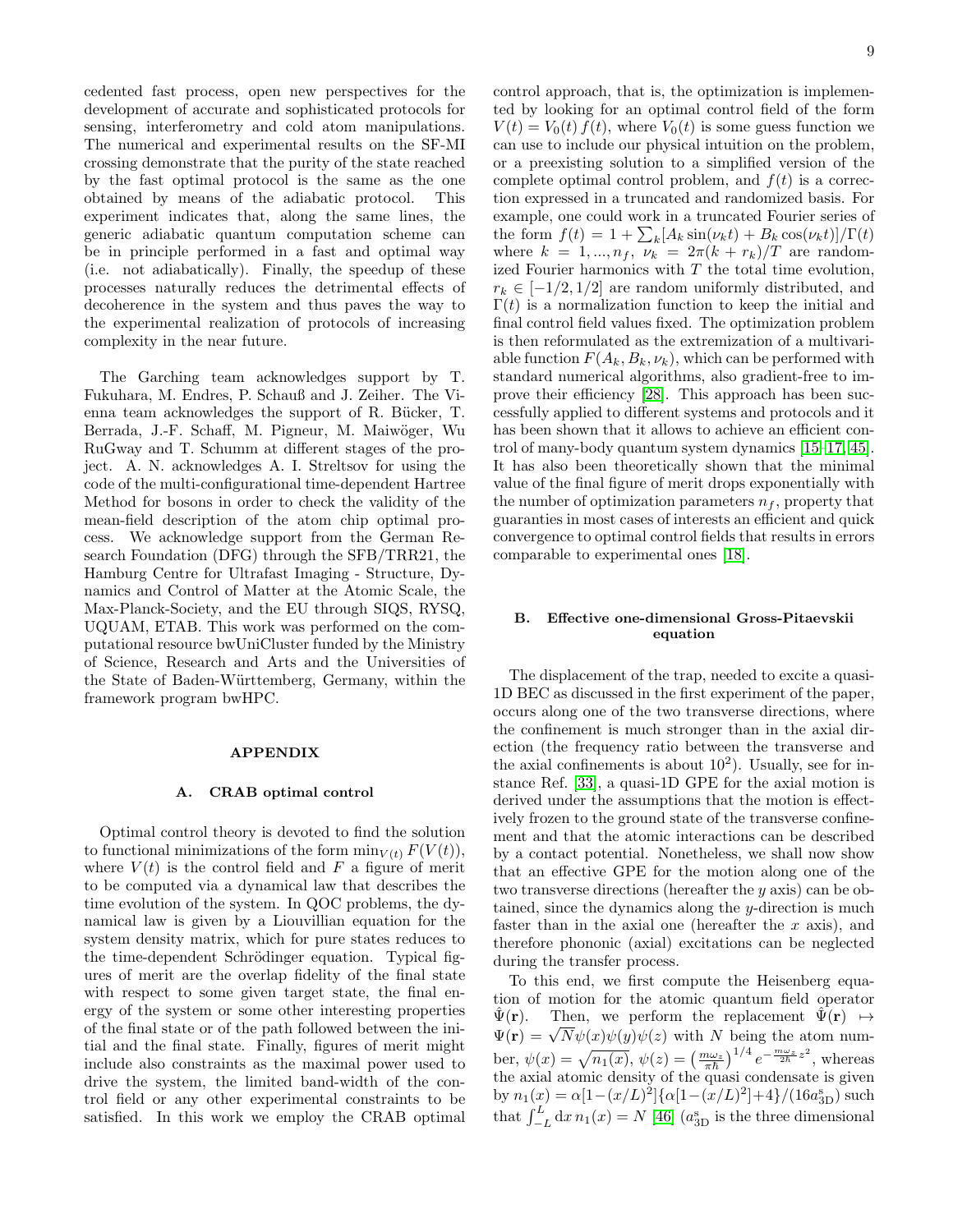cedented fast process, open new perspectives for the development of accurate and sophisticated protocols for sensing, interferometry and cold atom manipulations. The numerical and experimental results on the SF-MI crossing demonstrate that the purity of the state reached by the fast optimal protocol is the same as the one obtained by means of the adiabatic protocol. This experiment indicates that, along the same lines, the generic adiabatic quantum computation scheme can be in principle performed in a fast and optimal way (i.e. not adiabatically). Finally, the speedup of these processes naturally reduces the detrimental effects of decoherence in the system and thus paves the way to the experimental realization of protocols of increasing complexity in the near future.

The Garching team acknowledges support by T. Fukuhara, M. Endres, P. Schauß and J. Zeiher. The Vienna team acknowledges the support of R. Bücker, T. Berrada, J.-F. Schaff, M. Pigneur, M. Maiwöger, Wu RuGway and T. Schumm at different stages of the project. A. N. acknowledges A. I. Streltsov for using the code of the multi-configurational time-dependent Hartree Method for bosons in order to check the validity of the mean-field description of the atom chip optimal process. We acknowledge support from the German Research Foundation (DFG) through the SFB/TRR21, the Hamburg Centre for Ultrafast Imaging - Structure, Dynamics and Control of Matter at the Atomic Scale, the Max-Planck-Society, and the EU through SIQS, RYSQ, UQUAM, ETAB. This work was performed on the computational resource bwUniCluster funded by the Ministry of Science, Research and Arts and the Universities of the State of Baden-Württemberg, Germany, within the framework program bwHPC.

## APPENDIX

### A. CRAB optimal control

Optimal control theory is devoted to find the solution to functional minimizations of the form $\min_{V(t)} F(V(t))$, where $V(t)$ is the control field and $F$ a figure of merit to be computed via a dynamical law that describes the time evolution of the system. In QOC problems, the dynamical law is given by a Liouvillian equation for the system density matrix, which for pure states reduces to the time-dependent Schrödinger equation. Typical figures of merit are the overlap fidelity of the final state with respect to some given target state, the final energy of the system or some other interesting properties of the final state or of the path followed between the initial and the final state. Finally, figures of merit might include also constraints as the maximal power used to drive the system, the limited band-width of the control field or any other experimental constraints to be satisfied. In this work we employ the CRAB optimal control approach, that is, the optimization is implemented by looking for an optimal control field of the form $V(t) = V_0(t)\, f(t)$, where $V_0(t)$ is some guess function we can use to include our physical intuition on the problem, or a preexisting solution to a simplified version of the complete optimal control problem, and $f(t)$ is a correction expressed in a truncated and randomized basis. For example, one could work in a truncated Fourier series of the form $f(t) = 1 + \sum_k [A_k \sin(\nu_k t) + B_k \cos(\nu_k t)]/\Gamma(t)$ where $k = 1, ..., n_f$, $\nu_k = 2\pi(k + r_k)/T$ are randomized Fourier harmonics with $T$ the total time evolution, $r_k \in [-1/2, 1/2]$ are random uniformly distributed, and $\Gamma(t)$ is a normalization function to keep the initial and final control field values fixed. The optimization problem is then reformulated as the extremization of a multivariable function $F(A_k, B_k, \nu_k)$, which can be performed with standard numerical algorithms, also gradient-free to improve their efficiency [28]. This approach has been successfully applied to different systems and protocols and it has been shown that it allows to achieve an efficient control of many-body quantum system dynamics [15–17, 45]. It has also been theoretically shown that the minimal value of the final figure of merit drops exponentially with the number of optimization parameters $n_f$, property that guaranties in most cases of interests an efficient and quick convergence to optimal control fields that results in errors comparable to experimental ones [18].

### B. Effective one-dimensional Gross-Pitaevskii equation

The displacement of the trap, needed to excite a quasi-1D BEC as discussed in the first experiment of the paper, occurs along one of the two transverse directions, where the confinement is much stronger than in the axial direction (the frequency ratio between the transverse and the axial confinements is about $10^2$). Usually, see for instance Ref. [33], a quasi-1D GPE for the axial motion is derived under the assumptions that the motion is effectively frozen to the ground state of the transverse confinement and that the atomic interactions can be described by a contact potential. Nonetheless, we shall now show that an effective GPE for the motion along one of the two transverse directions (hereafter the $y$ axis) can be obtained, since the dynamics along the $y$-direction is much faster than in the axial one (hereafter the $x$ axis), and therefore phononic (axial) excitations can be neglected during the transfer process.

To this end, we first compute the Heisenberg equation of motion for the atomic quantum field operator $\hat{\Psi}(\mathbf{r})$. Then, we perform the replacement $\hat{\Psi}(\mathbf{r}) \mapsto \Psi(\mathbf{r}) = \sqrt{N}\psi(x)\psi(y)\psi(z)$ with $N$ being the atom number, $\psi(x) = \sqrt{n_1(x)}$, $\psi(z) = \left(\frac{m\omega_z}{\pi\hbar}\right)^{1/4} e^{-\frac{m\omega_z}{2\hbar}z^2}$, whereas the axial atomic density of the quasi condensate is given by $n_1(x) = \alpha[1-(x/L)^2]\{\alpha[1-(x/L)^2]+4\}/(16a_{3\mathrm{D}}^{\mathrm{s}})$ such that $\int_{-L}^{L} \mathrm{d}x\, n_1(x) = N$ [46] ($a_{3\mathrm{D}}^{\mathrm{s}}$ is the three dimensional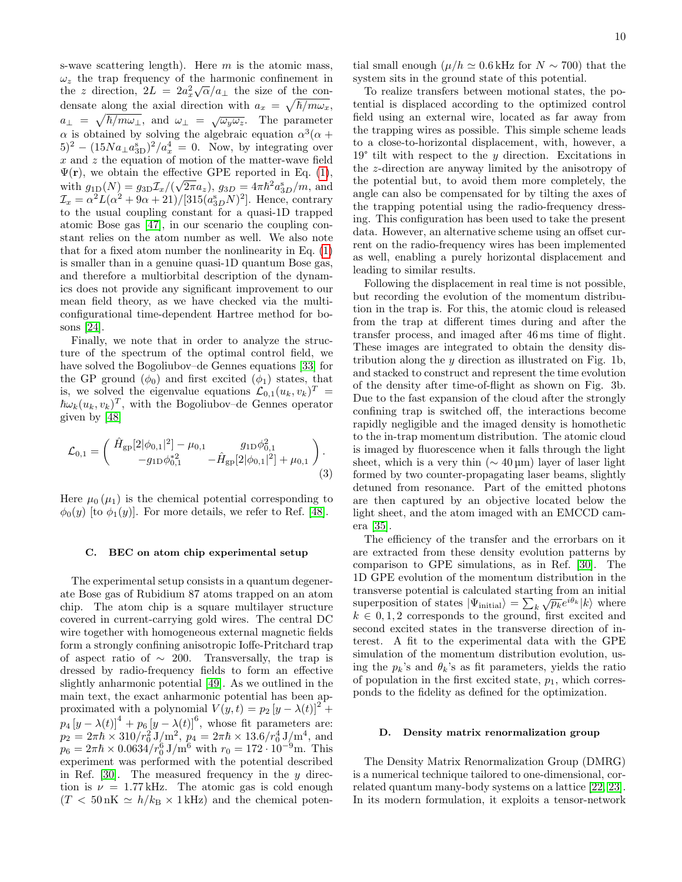s-wave scattering length). Here $m$ is the atomic mass, $\omega_z$ the trap frequency of the harmonic confinement in the $z$ direction, $2L = 2a_x^2\sqrt{\alpha}/a_\perp$ the size of the condensate along the axial direction with $a_x = \sqrt{\hbar/m\omega_x}$, $a_\perp = \sqrt{\hbar/m\omega_\perp}$, and $\omega_\perp = \sqrt{\omega_y\omega_z}$. The parameter $\alpha$ is obtained by solving the algebraic equation $\alpha^3(\alpha+5)^2 - (15Na_\perp a_{3D}^s)^2/a_x^4 = 0$. Now, by integrating over $x$ and $z$ the equation of motion of the matter-wave field $\Psi(\mathbf{r})$, we obtain the effective GPE reported in Eq. (1), with $g_{1D}(N) = g_{3D}\mathcal{I}_x/(\sqrt{2\pi}a_z)$, $g_{3D} = 4\pi\hbar^2 a_{3D}^s/m$, and $\mathcal{I}_x = \alpha^2 L(\alpha^2+9\alpha+21)/[315(a_{3D}^s N)^2]$. Hence, contrary to the usual coupling constant for a quasi-1D trapped atomic Bose gas [47], in our scenario the coupling constant relies on the atom number as well. We also note that for a fixed atom number the nonlinearity in Eq. (1) is smaller than in a genuine quasi-1D quantum Bose gas, and therefore a multiorbital description of the dynamics does not provide any significant improvement to our mean field theory, as we have checked via the multi-configurational time-dependent Hartree method for bosons [24].

Finally, we note that in order to analyze the structure of the spectrum of the optimal control field, we have solved the Bogoliubov–de Gennes equations [33] for the GP ground ($\phi_0$) and first excited ($\phi_1$) states, that is, we solved the eigenvalue equations $\mathcal{L}_{0,1}(u_k, v_k)^T = \hbar\omega_k(u_k, v_k)^T$, with the Bogoliubov–de Gennes operator given by [48]

$$\mathcal{L}_{0,1} = \begin{pmatrix} \hat{H}_{\rm gp}[2|\phi_{0,1}|^2] - \mu_{0,1} & g_{1D}\phi_{0,1}^2 \\ -g_{1D}\phi_{0,1}^{*2} & -\hat{H}_{\rm gp}[2|\phi_{0,1}|^2] + \mu_{0,1} \end{pmatrix}. \quad (3)$$

Here $\mu_0$ ($\mu_1$) is the chemical potential corresponding to $\phi_0(y)$ [to $\phi_1(y)$]. For more details, we refer to Ref. [48].

### C. BEC on atom chip experimental setup

The experimental setup consists in a quantum degenerate Bose gas of Rubidium 87 atoms trapped on an atom chip. The atom chip is a square multilayer structure covered in current-carrying gold wires. The central DC wire together with homogeneous external magnetic fields form a strongly confining anisotropic Ioffe-Pritchard trap of aspect ratio of $\sim 200$. Transversally, the trap is dressed by radio-frequency fields to form an effective slightly anharmonic potential [49]. As we outlined in the main text, the exact anharmonic potential has been approximated with a polynomial $V(y,t) = p_2\,[y-\lambda(t)]^2 + p_4\,[y-\lambda(t)]^4 + p_6\,[y-\lambda(t)]^6$, whose fit parameters are: $p_2 = 2\pi\hbar \times 310/r_0^2\,\mathrm{J/m}^2$, $p_4 = 2\pi\hbar\times 13.6/r_0^4\,\mathrm{J/m}^4$, and $p_6 = 2\pi\hbar\times 0.0634/r_0^6\,\mathrm{J/m}^6$ with $r_0 = 172\cdot 10^{-9}$m. This experiment was performed with the potential described in Ref. [30]. The measured frequency in the $y$ direction is $\nu = 1.77$ kHz. The atomic gas is cold enough ($T < 50$ nK $\simeq h/k_B \times 1$ kHz) and the chemical potential small enough ($\mu/h \simeq 0.6$ kHz for $N\sim 700$) that the system sits in the ground state of this potential.

To realize transfers between motional states, the potential is displaced according to the optimized control field using an external wire, located as far away from the trapping wires as possible. This simple scheme leads to a close-to-horizontal displacement, with, however, a 19° tilt with respect to the $y$ direction. Excitations in the $z$-direction are anyway limited by the anisotropy of the potential but, to avoid them more completely, the angle can also be compensated for by tilting the axes of the trapping potential using the radio-frequency dressing. This configuration has been used to take the present data. However, an alternative scheme using an offset current on the radio-frequency wires has been implemented as well, enabling a purely horizontal displacement and leading to similar results.

Following the displacement in real time is not possible, but recording the evolution of the momentum distribution in the trap is. For this, the atomic cloud is released from the trap at different times during and after the transfer process, and imaged after 46 ms time of flight. These images are integrated to obtain the density distribution along the $y$ direction as illustrated on Fig. 1b, and stacked to construct and represent the time evolution of the density after time-of-flight as shown on Fig. 3b. Due to the fast expansion of the cloud after the strongly confining trap is switched off, the interactions become rapidly negligible and the imaged density is homothetic to the in-trap momentum distribution. The atomic cloud is imaged by fluorescence when it falls through the light sheet, which is a very thin ($\sim 40$ µm) layer of laser light formed by two counter-propagating laser beams, slightly detuned from resonance. Part of the emitted photons are then captured by an objective located below the light sheet, and the atom imaged with an EMCCD camera [35].

The efficiency of the transfer and the errorbars on it are extracted from these density evolution patterns by comparison to GPE simulations, as in Ref. [30]. The 1D GPE evolution of the momentum distribution in the transverse potential is calculated starting from an initial superposition of states $|\Psi_{\rm initial}\rangle = \sum_k \sqrt{p_k}e^{i\theta_k}|k\rangle$ where $k \in 0, 1, 2$ corresponds to the ground, first excited and second excited states in the transverse direction of interest. A fit to the experimental data with the GPE simulation of the momentum distribution evolution, using the $p_k$'s and $\theta_k$'s as fit parameters, yields the ratio of population in the first excited state, $p_1$, which corresponds to the fidelity as defined for the optimization.

### D. Density matrix renormalization group

The Density Matrix Renormalization Group (DMRG) is a numerical technique tailored to one-dimensional, correlated quantum many-body systems on a lattice [22, 23]. In its modern formulation, it exploits a tensor-network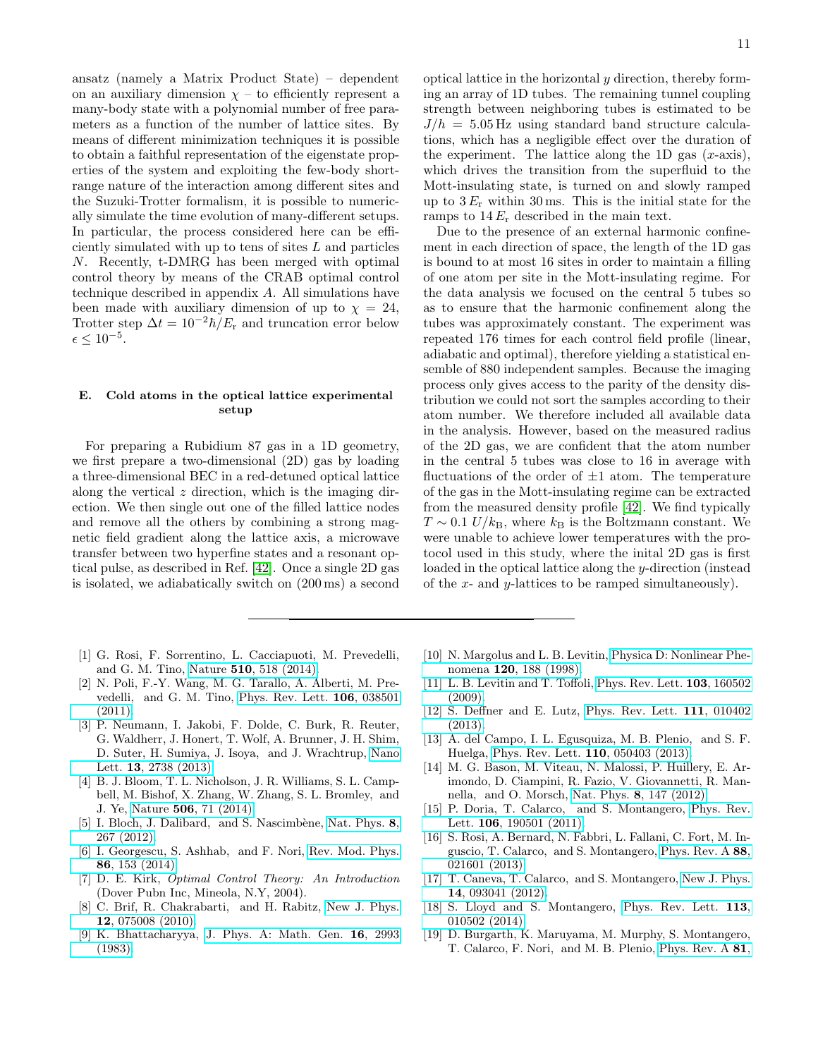ansatz (namely a Matrix Product State) – dependent on an auxiliary dimension $\chi$ – to efficiently represent a many-body state with a polynomial number of free parameters as a function of the number of lattice sites. By means of different minimization techniques it is possible to obtain a faithful representation of the eigenstate properties of the system and exploiting the few-body short-range nature of the interaction among different sites and the Suzuki-Trotter formalism, it is possible to numerically simulate the time evolution of many-different setups. In particular, the process considered here can be efficiently simulated with up to tens of sites $L$ and particles $N$. Recently, t-DMRG has been merged with optimal control theory by means of the CRAB optimal control technique described in appendix $A$. All simulations have been made with auxiliary dimension of up to $\chi = 24$, Trotter step $\Delta t = 10^{-2}\hbar/E_\mathrm{r}$ and truncation error below $\epsilon \leq 10^{-5}$.

### E. Cold atoms in the optical lattice experimental setup

For preparing a Rubidium 87 gas in a 1D geometry, we first prepare a two-dimensional (2D) gas by loading a three-dimensional BEC in a red-detuned optical lattice along the vertical $z$ direction, which is the imaging direction. We then single out one of the filled lattice nodes and remove all the others by combining a strong magnetic field gradient along the lattice axis, a microwave transfer between two hyperfine states and a resonant optical pulse, as described in Ref. [42]. Once a single 2D gas is isolated, we adiabatically switch on (200 ms) a second optical lattice in the horizontal $y$ direction, thereby forming an array of 1D tubes. The remaining tunnel coupling strength between neighboring tubes is estimated to be $J/h = 5.05\,\mathrm{Hz}$ using standard band structure calculations, which has a negligible effect over the duration of the experiment. The lattice along the 1D gas ($x$-axis), which drives the transition from the superfluid to the Mott-insulating state, is turned on and slowly ramped up to $3\,E_\mathrm{r}$ within 30 ms. This is the initial state for the ramps to $14\,E_\mathrm{r}$ described in the main text.

Due to the presence of an external harmonic confinement in each direction of space, the length of the 1D gas is bound to at most 16 sites in order to maintain a filling of one atom per site in the Mott-insulating regime. For the data analysis we focused on the central 5 tubes so as to ensure that the harmonic confinement along the tubes was approximately constant. The experiment was repeated 176 times for each control field profile (linear, adiabatic and optimal), therefore yielding a statistical ensemble of 880 independent samples. Because the imaging process only gives access to the parity of the density distribution we could not sort the samples according to their atom number. We therefore included all available data in the analysis. However, based on the measured radius of the 2D gas, we are confident that the atom number in the central 5 tubes was close to 16 in average with fluctuations of the order of $\pm 1$ atom. The temperature of the gas in the Mott-insulating regime can be extracted from the measured density profile [42]. We find typically $T \sim 0.1\,U/k_\mathrm{B}$, where $k_\mathrm{B}$ is the Boltzmann constant. We were unable to achieve lower temperatures with the protocol used in this study, where the inital 2D gas is first loaded in the optical lattice along the $y$-direction (instead of the $x$- and $y$-lattices to be ramped simultaneously).

---

[1] G. Rosi, F. Sorrentino, L. Cacciapuoti, M. Prevedelli, and G. M. Tino, Nature **510**, 518 (2014).

[2] N. Poli, F.-Y. Wang, M. G. Tarallo, A. Alberti, M. Prevedelli, and G. M. Tino, Phys. Rev. Lett. **106**, 038501 (2011).

[3] P. Neumann, I. Jakobi, F. Dolde, C. Burk, R. Reuter, G. Waldherr, J. Honert, T. Wolf, A. Brunner, J. H. Shim, D. Suter, H. Sumiya, J. Isoya, and J. Wrachtrup, Nano Lett. **13**, 2738 (2013).

[4] B. J. Bloom, T. L. Nicholson, J. R. Williams, S. L. Campbell, M. Bishof, X. Zhang, W. Zhang, S. L. Bromley, and J. Ye, Nature **506**, 71 (2014).

[5] I. Bloch, J. Dalibard, and S. Nascimbène, Nat. Phys. **8**, 267 (2012).

[6] I. Georgescu, S. Ashhab, and F. Nori, Rev. Mod. Phys. **86**, 153 (2014).

[7] D. E. Kirk, *Optimal Control Theory: An Introduction* (Dover Pubn Inc, Mineola, N.Y, 2004).

[8] C. Brif, R. Chakrabarti, and H. Rabitz, New J. Phys. **12**, 075008 (2010).

[9] K. Bhattacharyya, J. Phys. A: Math. Gen. **16**, 2993 (1983).

[10] N. Margolus and L. B. Levitin, Physica D: Nonlinear Phenomena **120**, 188 (1998).

[11] L. B. Levitin and T. Toffoli, Phys. Rev. Lett. **103**, 160502 (2009).

[12] S. Deffner and E. Lutz, Phys. Rev. Lett. **111**, 010402 (2013).

[13] A. del Campo, I. L. Egusquiza, M. B. Plenio, and S. F. Huelga, Phys. Rev. Lett. **110**, 050403 (2013).

[14] M. G. Bason, M. Viteau, N. Malossi, P. Huillery, E. Arimondo, D. Ciampini, R. Fazio, V. Giovannetti, R. Mannella, and O. Morsch, Nat. Phys. **8**, 147 (2012).

[15] P. Doria, T. Calarco, and S. Montangero, Phys. Rev. Lett. **106**, 190501 (2011).

[16] S. Rosi, A. Bernard, N. Fabbri, L. Fallani, C. Fort, M. Inguscio, T. Calarco, and S. Montangero, Phys. Rev. A **88**, 021601 (2013).

[17] T. Caneva, T. Calarco, and S. Montangero, New J. Phys. **14**, 093041 (2012).

[18] S. Lloyd and S. Montangero, Phys. Rev. Lett. **113**, 010502 (2014).

[19] D. Burgarth, K. Maruyama, M. Murphy, S. Montangero, T. Calarco, F. Nori, and M. B. Plenio, Phys. Rev. A **81**,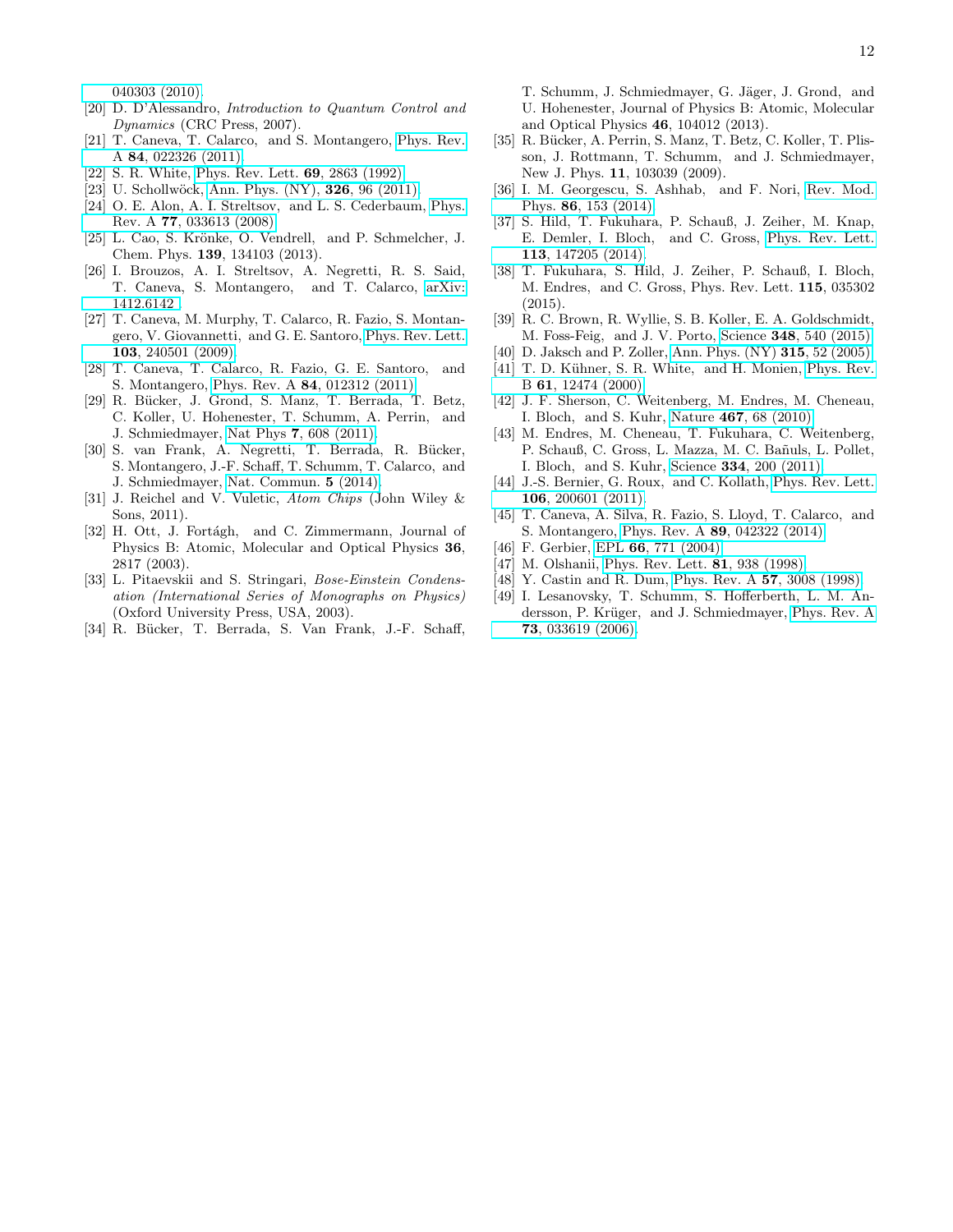040303 (2010).

[20] D. D'Alessandro, *Introduction to Quantum Control and Dynamics* (CRC Press, 2007).

[21] T. Caneva, T. Calarco, and S. Montangero, Phys. Rev. A **84**, 022326 (2011).

[22] S. R. White, Phys. Rev. Lett. **69**, 2863 (1992).

[23] U. Schollwöck, Ann. Phys. (NY), **326**, 96 (2011).

[24] O. E. Alon, A. I. Streltsov, and L. S. Cederbaum, Phys. Rev. A **77**, 033613 (2008).

[25] L. Cao, S. Krönke, O. Vendrell, and P. Schmelcher, J. Chem. Phys. **139**, 134103 (2013).

[26] I. Brouzos, A. I. Streltsov, A. Negretti, R. S. Said, T. Caneva, S. Montangero, and T. Calarco, arXiv: 1412.6142 .

[27] T. Caneva, M. Murphy, T. Calarco, R. Fazio, S. Montangero, V. Giovannetti, and G. E. Santoro, Phys. Rev. Lett. **103**, 240501 (2009).

[28] T. Caneva, T. Calarco, R. Fazio, G. E. Santoro, and S. Montangero, Phys. Rev. A **84**, 012312 (2011).

[29] R. Bücker, J. Grond, S. Manz, T. Berrada, T. Betz, C. Koller, U. Hohenester, T. Schumm, A. Perrin, and J. Schmiedmayer, Nat Phys **7**, 608 (2011).

[30] S. van Frank, A. Negretti, T. Berrada, R. Bücker, S. Montangero, J.-F. Schaff, T. Schumm, T. Calarco, and J. Schmiedmayer, Nat. Commun. **5** (2014).

[31] J. Reichel and V. Vuletic, *Atom Chips* (John Wiley & Sons, 2011).

[32] H. Ott, J. Fortágh, and C. Zimmermann, Journal of Physics B: Atomic, Molecular and Optical Physics **36**, 2817 (2003).

[33] L. Pitaevskii and S. Stringari, *Bose-Einstein Condensation (International Series of Monographs on Physics)* (Oxford University Press, USA, 2003).

[34] R. Bücker, T. Berrada, S. Van Frank, J.-F. Schaff, T. Schumm, J. Schmiedmayer, G. Jäger, J. Grond, and U. Hohenester, Journal of Physics B: Atomic, Molecular and Optical Physics **46**, 104012 (2013).

[35] R. Bücker, A. Perrin, S. Manz, T. Betz, C. Koller, T. Plisson, J. Rottmann, T. Schumm, and J. Schmiedmayer, New J. Phys. **11**, 103039 (2009).

[36] I. M. Georgescu, S. Ashhab, and F. Nori, Rev. Mod. Phys. **86**, 153 (2014).

[37] S. Hild, T. Fukuhara, P. Schauß, J. Zeiher, M. Knap, E. Demler, I. Bloch, and C. Gross, Phys. Rev. Lett. **113**, 147205 (2014).

[38] T. Fukuhara, S. Hild, J. Zeiher, P. Schauß, I. Bloch, M. Endres, and C. Gross, Phys. Rev. Lett. **115**, 035302 (2015).

[39] R. C. Brown, R. Wyllie, S. B. Koller, E. A. Goldschmidt, M. Foss-Feig, and J. V. Porto, Science **348**, 540 (2015).

[40] D. Jaksch and P. Zoller, Ann. Phys. (NY) **315**, 52 (2005).

[41] T. D. Kühner, S. R. White, and H. Monien, Phys. Rev. B **61**, 12474 (2000).

[42] J. F. Sherson, C. Weitenberg, M. Endres, M. Cheneau, I. Bloch, and S. Kuhr, Nature **467**, 68 (2010).

[43] M. Endres, M. Cheneau, T. Fukuhara, C. Weitenberg, P. Schauß, C. Gross, L. Mazza, M. C. Bañuls, L. Pollet, I. Bloch, and S. Kuhr, Science **334**, 200 (2011).

[44] J.-S. Bernier, G. Roux, and C. Kollath, Phys. Rev. Lett. **106**, 200601 (2011).

[45] T. Caneva, A. Silva, R. Fazio, S. Lloyd, T. Calarco, and S. Montangero, Phys. Rev. A **89**, 042322 (2014).

[46] F. Gerbier, EPL **66**, 771 (2004).

[47] M. Olshanii, Phys. Rev. Lett. **81**, 938 (1998).

[48] Y. Castin and R. Dum, Phys. Rev. A **57**, 3008 (1998).

[49] I. Lesanovsky, T. Schumm, S. Hofferberth, L. M. Andersson, P. Krüger, and J. Schmiedmayer, Phys. Rev. A **73**, 033619 (2006).